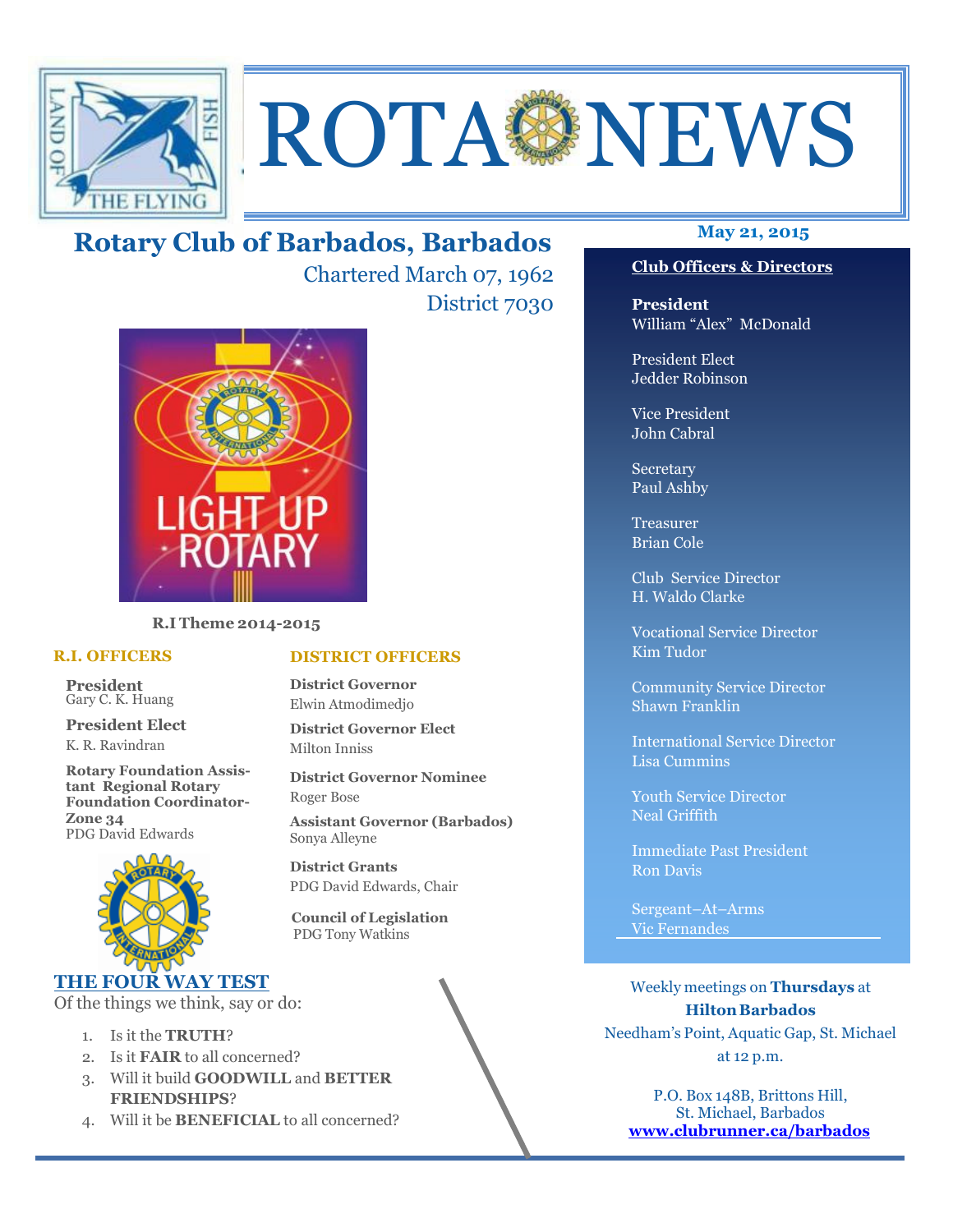# ROTA NEWS

## Rotary Club of Barbados, Barbados

Chartered March 07, 1962

District 7030

**May 21, 2015**

LIGHT UP ROTARY

**R.I Theme 2014-2015**

### R.I. OFFICERS

**President**
Gary C. K. Huang

**President Elect**
K. R. Ravindran

**Rotary Foundation Assistant Regional Rotary Foundation Coordinator-Zone 34**
PDG David Edwards

### DISTRICT OFFICERS

**District Governor**
Elwin Atmodimedjo

**District Governor Elect**
Milton Inniss

**District Governor Nominee**
Roger Bose

**Assistant Governor (Barbados)**
Sonya Alleyne

**District Grants**
PDG David Edwards, Chair

**Council of Legislation**
PDG Tony Watkins

### THE FOUR WAY TEST

Of the things we think, say or do:

1. Is it the **TRUTH**?
2. Is it **FAIR** to all concerned?
3. Will it build **GOODWILL** and **BETTER FRIENDSHIPS**?
4. Will it be **BENEFICIAL** to all concerned?

### Club Officers & Directors

**President**
William "Alex" McDonald

President Elect
Jedder Robinson

Vice President
John Cabral

Secretary
Paul Ashby

Treasurer
Brian Cole

Club Service Director
H. Waldo Clarke

Vocational Service Director
Kim Tudor

Community Service Director
Shawn Franklin

International Service Director
Lisa Cummins

Youth Service Director
Neal Griffith

Immediate Past President
Ron Davis

Sergeant–At–Arms
Vic Fernandes

Weekly meetings on **Thursdays** at **Hilton Barbados**
Needham's Point, Aquatic Gap, St. Michael
at 12 p.m.

P.O. Box 148B, Brittons Hill,
St. Michael, Barbados
**www.clubrunner.ca/barbados**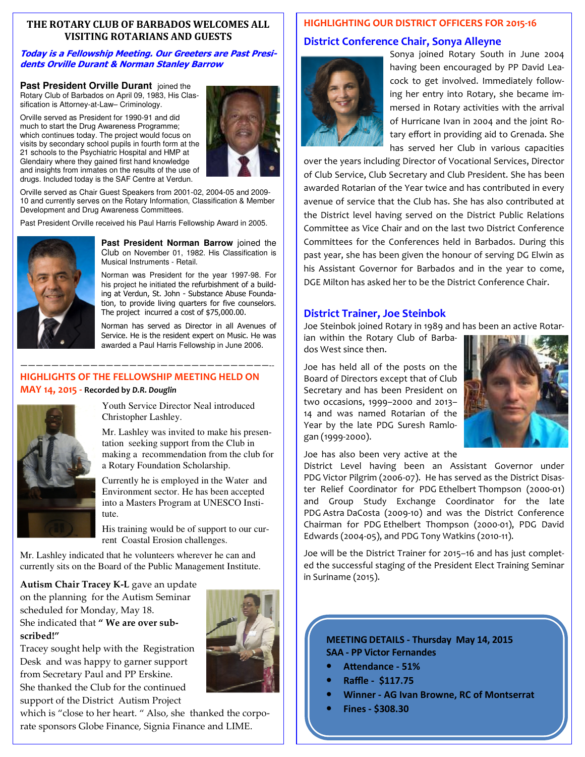## THE ROTARY CLUB OF BARBADOS WELCOMES ALL VISITING ROTARIANS AND GUESTS

***Today is a Fellowship Meeting. Our Greeters are Past Presidents Orville Durant & Norman Stanley Barrow***

**Past President Orville Durant** joined the Rotary Club of Barbados on April 09, 1983, His Classification is Attorney-at-Law– Criminology.

Orville served as President for 1990-91 and did much to start the Drug Awareness Programme; which continues today. The project would focus on visits by secondary school pupils in fourth form at the 21 schools to the Psychiatric Hospital and HMP at Glendairy where they gained first hand knowledge and insights from inmates on the results of the use of drugs. Included today is the SAF Centre at Verdun.

Orville served as Chair Guest Speakers from 2001-02, 2004-05 and 2009-10 and currently serves on the Rotary Information, Classification & Member Development and Drug Awareness Committees.

Past President Orville received his Paul Harris Fellowship Award in 2005.

**Past President Norman Barrow** joined the Club on November 01, 1982. His Classification is Musical Instruments - Retail.

Norman was President for the year 1997-98. For his project he initiated the refurbishment of a building at Verdun, St. John - Substance Abuse Foundation, to provide living quarters for five counselors. The project incurred a cost of $75,000.00.

Norman has served as Director in all Avenues of Service. He is the resident expert on Music. He was awarded a Paul Harris Fellowship in June 2006.

---

## HIGHLIGHTS OF THE FELLOWSHIP MEETING HELD ON MAY 14, 2015 - Recorded by *D.R. Douglin*

Youth Service Director Neal introduced Christopher Lashley.

Mr. Lashley was invited to make his presentation seeking support from the Club in making a recommendation from the club for a Rotary Foundation Scholarship.

Currently he is employed in the Water and Environment sector. He has been accepted into a Masters Program at UNESCO Institute.

His training would be of support to our current Coastal Erosion challenges.

Mr. Lashley indicated that he volunteers wherever he can and currently sits on the Board of the Public Management Institute.

**Autism Chair Tracey K-L** gave an update on the planning for the Autism Seminar scheduled for Monday, May 18. She indicated that **" We are over subscribed!"** Tracey sought help with the Registration Desk and was happy to garner support from Secretary Paul and PP Erskine. She thanked the Club for the continued support of the District Autism Project which is "close to her heart. " Also, she thanked the corporate sponsors Globe Finance, Signia Finance and LIME.

## HIGHLIGHTING OUR DISTRICT OFFICERS FOR 2015-16

### District Conference Chair, Sonya Alleyne

Sonya joined Rotary South in June 2004 having been encouraged by PP David Leacock to get involved. Immediately following her entry into Rotary, she became immersed in Rotary activities with the arrival of Hurricane Ivan in 2004 and the joint Rotary effort in providing aid to Grenada. She has served her Club in various capacities over the years including Director of Vocational Services, Director of Club Service, Club Secretary and Club President. She has been awarded Rotarian of the Year twice and has contributed in every avenue of service that the Club has. She has also contributed at the District level having served on the District Public Relations Committee as Vice Chair and on the last two District Conference Committees for the Conferences held in Barbados. During this past year, she has been given the honour of serving DG Elwin as his Assistant Governor for Barbados and in the year to come, DGE Milton has asked her to be the District Conference Chair.

### District Trainer, Joe Steinbok

Joe Steinbok joined Rotary in 1989 and has been an active Rotarian within the Rotary Club of Barbados West since then.

Joe has held all of the posts on the Board of Directors except that of Club Secretary and has been President on two occasions, 1999–2000 and 2013–14 and was named Rotarian of the Year by the late PDG Suresh Ramlogan (1999-2000).

Joe has also been very active at the District Level having been an Assistant Governor under PDG Victor Pilgrim (2006-07). He has served as the District Disaster Relief Coordinator for PDG Ethelbert Thompson (2000-01) and Group Study Exchange Coordinator for the late PDG Astra DaCosta (2009-10) and was the District Conference Chairman for PDG Ethelbert Thompson (2000-01), PDG David Edwards (2004-05), and PDG Tony Watkins (2010-11).

Joe will be the District Trainer for 2015–16 and has just completed the successful staging of the President Elect Training Seminar in Suriname (2015).

**MEETING DETAILS - Thursday May 14, 2015**
**SAA - PP Victor Fernandes**

- **Attendance - 51%**
- **Raffle - $117.75**
- **Winner - AG Ivan Browne, RC of Montserrat**
- **Fines - $308.30**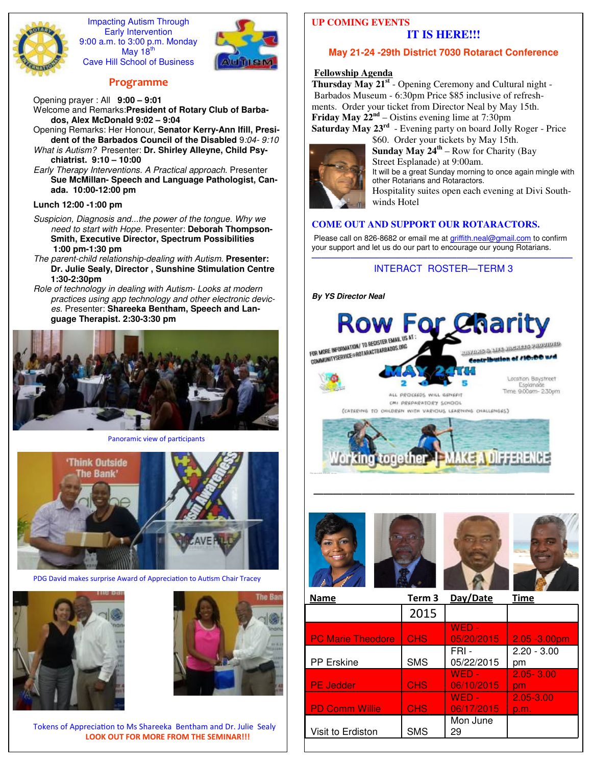Impacting Autism Through
Early Intervention
9:00 a.m. to 3:00 p.m. Monday
May 18th
Cave Hill School of Business

## Programme

Opening prayer : All **9:00 – 9:01**

Welcome and Remarks:**President of Rotary Club of Barbados, Alex McDonald 9:02 – 9:04**

Opening Remarks: Her Honour, **Senator Kerry-Ann Ifill, President of the Barbados Council of the Disabled** *9:04- 9:10*

*What is Autism?* Presenter: **Dr. Shirley Alleyne, Child Psychiatrist. 9:10 – 10:00**

*Early Therapy Interventions. A Practical approach.* Presenter **Sue McMillan- Speech and Language Pathologist, Canada. 10:00-12:00 pm**

**Lunch 12:00 -1:00 pm**

*Suspicion, Diagnosis and...the power of the tongue. Why we need to start with Hope.* Presenter: **Deborah Thompson-Smith, Executive Director, Spectrum Possibilities 1:00 pm-1:30 pm**

*The parent-child relationship-dealing with Autism.* **Presenter: Dr. Julie Sealy, Director , Sunshine Stimulation Centre 1:30-2:30pm**

*Role of technology in dealing with Autism- Looks at modern practices using app technology and other electronic devices.* Presenter: **Shareeka Bentham, Speech and Language Therapist. 2:30-3:30 pm**

Panoramic view of participants

PDG David makes surprise Award of Appreciation to Autism Chair Tracey

Tokens of Appreciation to Ms Shareeka Bentham and Dr. Julie Sealy

**LOOK OUT FOR MORE FROM THE SEMINAR!!!**

## UP COMING EVENTS

### IT IS HERE!!!

### May 21-24 -29th District 7030 Rotaract Conference

**Fellowship Agenda**

**Thursday May 21st** - Opening Ceremony and Cultural night - Barbados Museum - 6:30pm Price $85 inclusive of refreshments. Order your ticket from Director Neal by May 15th.

**Friday May 22nd** – Oistins evening lime at 7:30pm

**Saturday May 23rd** - Evening party on board Jolly Roger - Price $60. Order your tickets by May 15th.

**Sunday May 24th** – Row for Charity (Bay Street Esplanade) at 9:00am.

It will be a great Sunday morning to once again mingle with other Rotarians and Rotaractors.

Hospitality suites open each evening at Divi Southwinds Hotel

**COME OUT AND SUPPORT OUR ROTARACTORS.**

Please call on 826-8682 or email me at griffith.neal@gmail.com to confirm your support and let us do our part to encourage our young Rotarians.

*By YS Director Neal*

### INTERACT ROSTER—TERM 3

| Name | Term 3 | Day/Date | Time |
|---|---|---|---|
| | 2015 | | |
| PC Marie Theodore | CHS | WED - 05/20/2015 | 2.05 -3.00pm |
| PP Erskine | SMS | FRI - 05/22/2015 | 2.20 - 3.00 pm |
| PE Jedder | CHS | WED - 06/10/2015 | 2.05- 3.00 pm |
| PD Comm Willie | CHS | WED - 06/17/2015 | 2.05-3.00 p.m. |
| Visit to Erdiston | SMS | Mon June 29 | |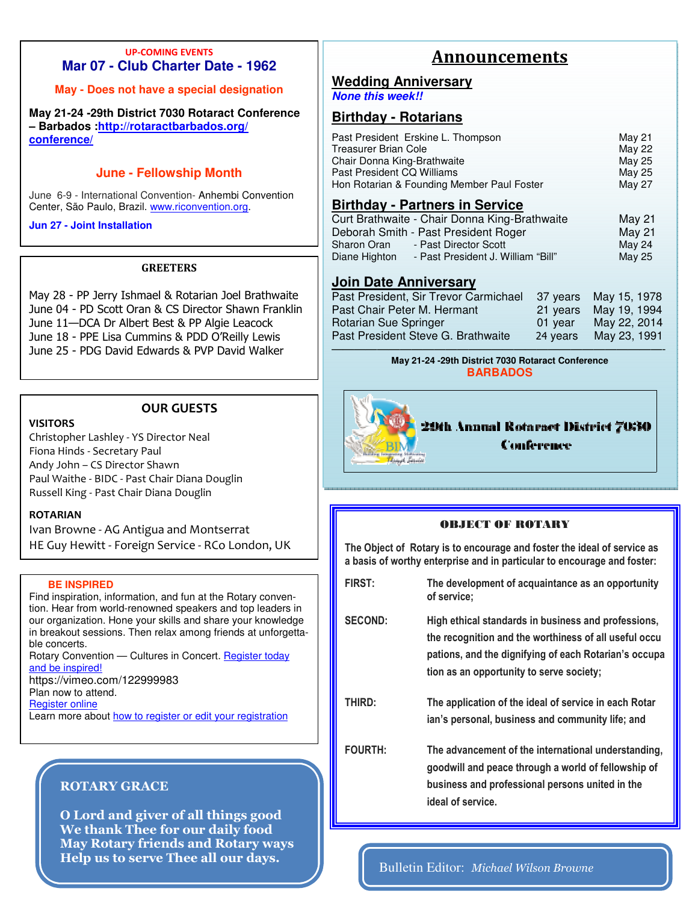**UP-COMING EVENTS**

**Mar 07 - Club Charter Date - 1962**

**May - Does not have a special designation**

**May 21-24 -29th District 7030 Rotaract Conference – Barbados :http://rotaractbarbados.org/conference/**

**June - Fellowship Month**

June 6-9 - International Convention- Anhembi Convention Center, São Paulo, Brazil. www.riconvention.org.

**Jun 27 - Joint Installation**

### GREETERS

May 28 - PP Jerry Ishmael & Rotarian Joel Brathwaite
June 04 - PD Scott Oran & CS Director Shawn Franklin
June 11—DCA Dr Albert Best & PP Algie Leacock
June 18 - PPE Lisa Cummins & PDD O'Reilly Lewis
June 25 - PDG David Edwards & PVP David Walker

### OUR GUESTS

**VISITORS**

Christopher Lashley - YS Director Neal
Fiona Hinds - Secretary Paul
Andy John – CS Director Shawn
Paul Waithe - BIDC - Past Chair Diana Douglin
Russell King - Past Chair Diana Douglin

**ROTARIAN**

Ivan Browne - AG Antigua and Montserrat
HE Guy Hewitt - Foreign Service - RCo London, UK

**BE INSPIRED**

Find inspiration, information, and fun at the Rotary convention. Hear from world-renowned speakers and top leaders in our organization. Hone your skills and share your knowledge in breakout sessions. Then relax among friends at unforgettable concerts.
Rotary Convention — Cultures in Concert. Register today and be inspired!
https://vimeo.com/122999983
Plan now to attend.
Register online
Learn more about how to register or edit your registration

**ROTARY GRACE**

**O Lord and giver of all things good**
**We thank Thee for our daily food**
**May Rotary friends and Rotary ways**
**Help us to serve Thee all our days.**

# Announcements

## Wedding Anniversary

***None this week!!***

## Birthday - Rotarians

| | |
|---|---|
| Past President Erskine L. Thompson | May 21 |
| Treasurer Brian Cole | May 22 |
| Chair Donna King-Brathwaite | May 25 |
| Past President CQ Williams | May 25 |
| Hon Rotarian & Founding Member Paul Foster | May 27 |

## Birthday - Partners in Service

| | |
|---|---|
| Curt Brathwaite - Chair Donna King-Brathwaite | May 21 |
| Deborah Smith - Past President Roger | May 21 |
| Sharon Oran - Past Director Scott | May 24 |
| Diane Highton - Past President J. William “Bill” | May 25 |

## Join Date Anniversary

| | | |
|---|---|---|
| Past President, Sir Trevor Carmichael | 37 years | May 15, 1978 |
| Past Chair Peter M. Hermant | 21 years | May 19, 1994 |
| Rotarian Sue Springer | 01 year | May 22, 2014 |
| Past President Steve G. Brathwaite | 24 years | May 23, 1991 |

**May 21-24 -29th District 7030 Rotaract Conference**
**BARBADOS**

29th Annual Rotaract District 7030 Conference

### OBJECT OF ROTARY

**The Object of Rotary is to encourage and foster the ideal of service as a basis of worthy enterprise and in particular to encourage and foster:**

**FIRST:** The development of acquaintance as an opportunity of service;

**SECOND:** High ethical standards in business and professions, the recognition and the worthiness of all useful occupations, and the dignifying of each Rotarian's occupation as an opportunity to serve society;

**THIRD:** The application of the ideal of service in each Rotarian's personal, business and community life; and

**FOURTH:** The advancement of the international understanding, goodwill and peace through a world of fellowship of business and professional persons united in the ideal of service.

Bulletin Editor: *Michael Wilson Browne*